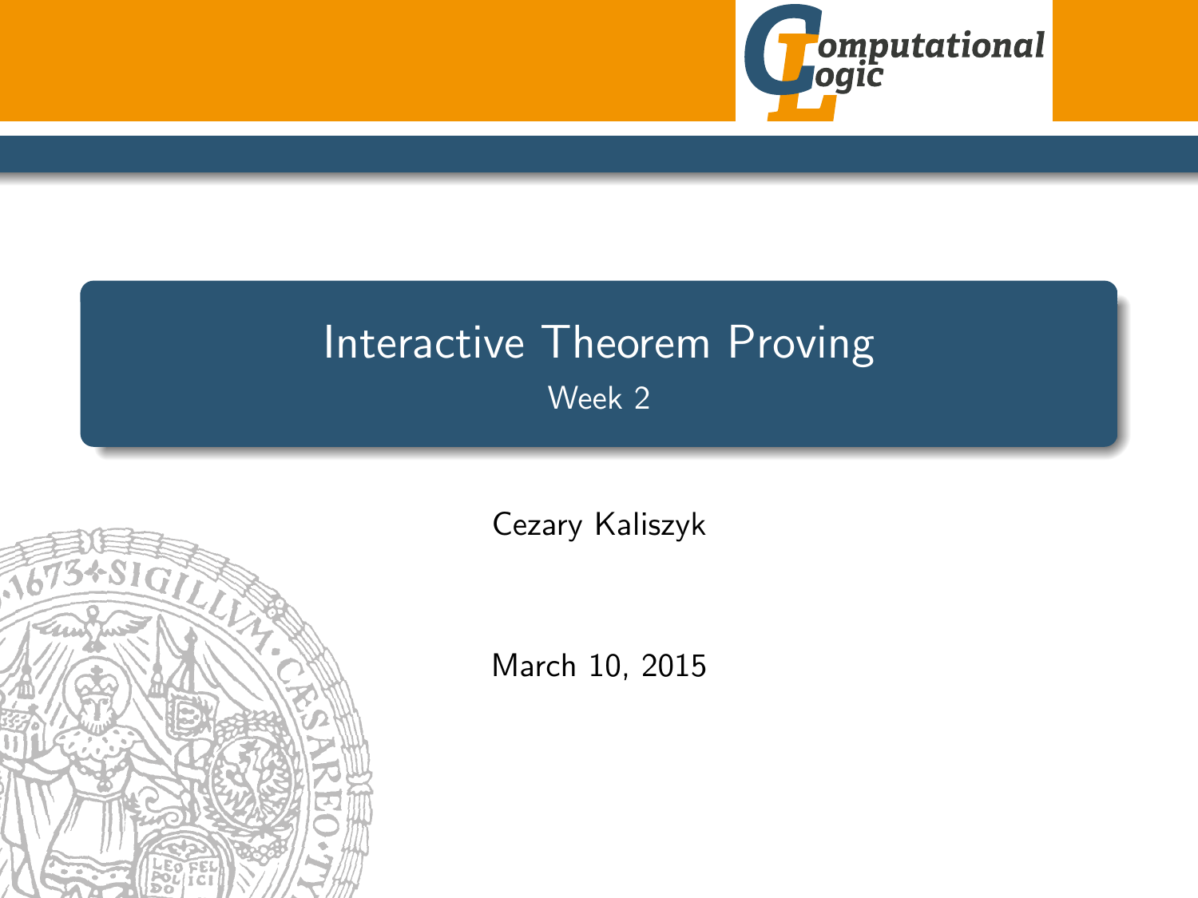# Interactive Theorem Proving

Week 2

Cezary Kaliszyk

March 10, 2015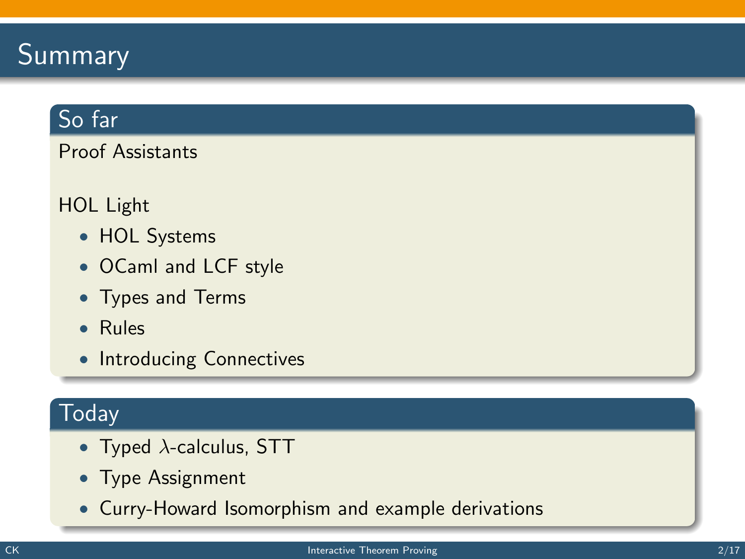# Summary

## So far

Proof Assistants

HOL Light

- HOL Systems
- OCaml and LCF style
- Types and Terms
- Rules
- Introducing Connectives

## Today

- Typed $\lambda$-calculus, STT
- Type Assignment
- Curry-Howard Isomorphism and example derivations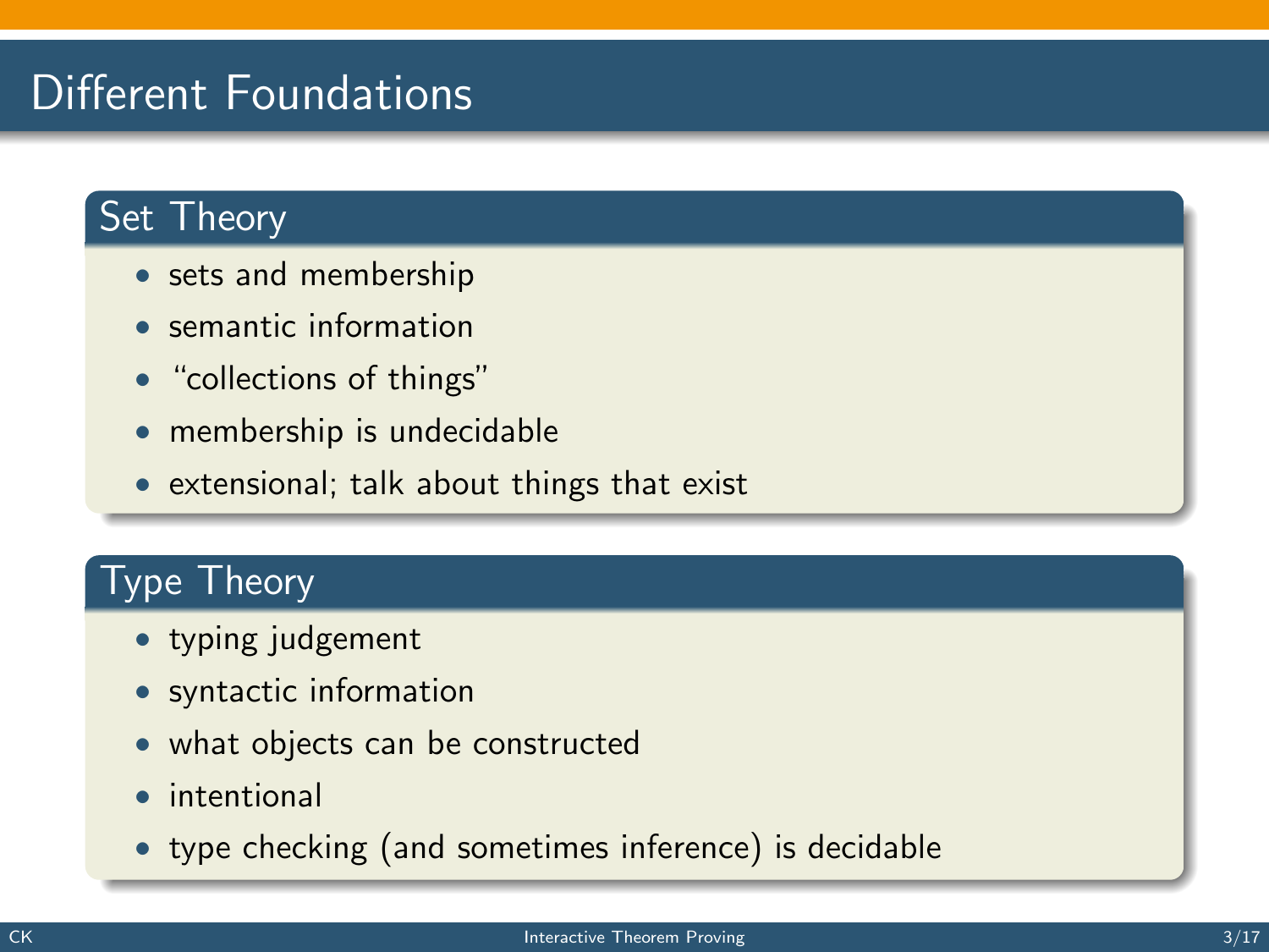# Different Foundations

## Set Theory

- sets and membership
- semantic information
- "collections of things"
- membership is undecidable
- extensional; talk about things that exist

## Type Theory

- typing judgement
- syntactic information
- what objects can be constructed
- intentional
- type checking (and sometimes inference) is decidable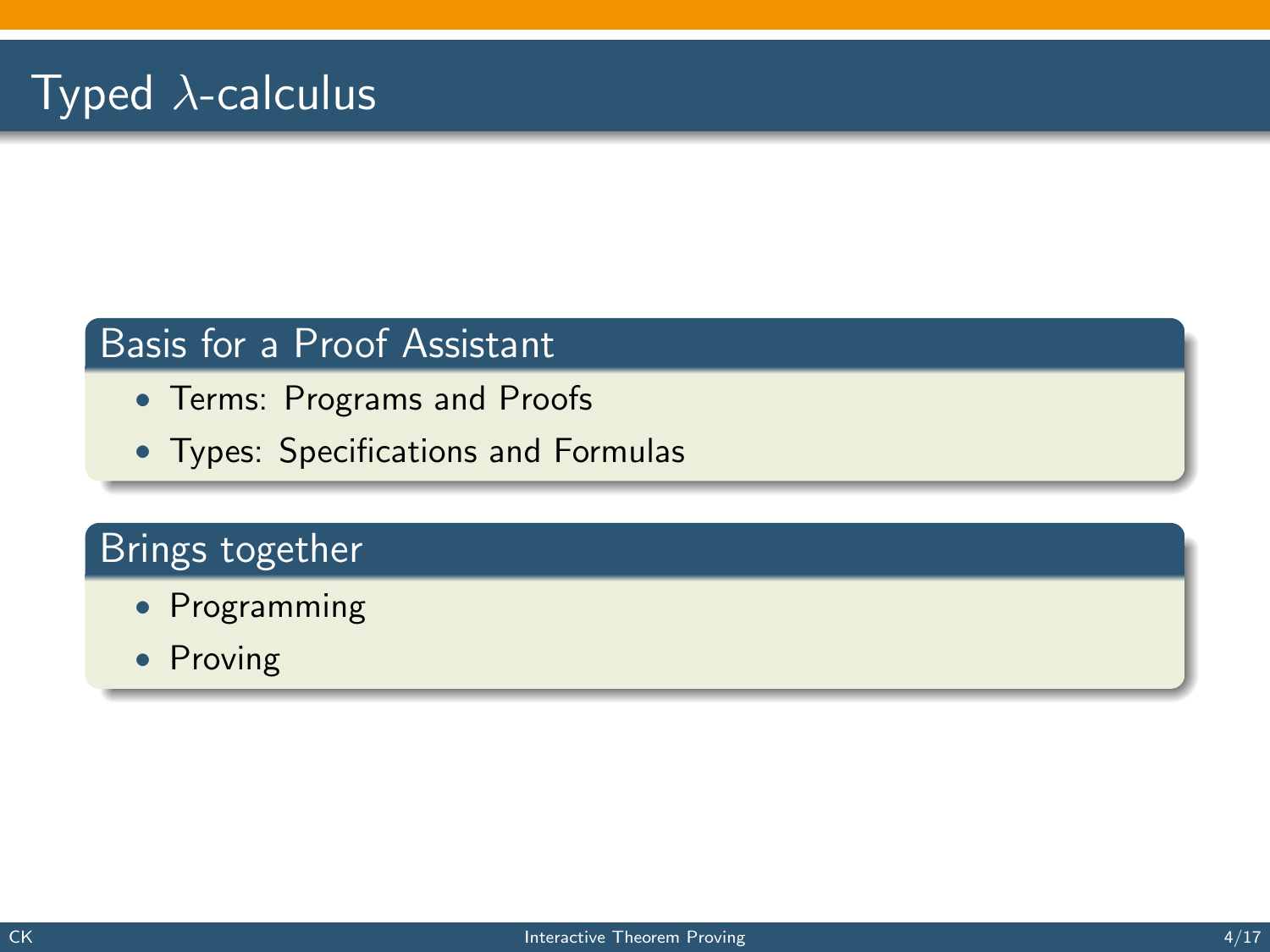# Typed $\lambda$-calculus

## Basis for a Proof Assistant

- Terms: Programs and Proofs
- Types: Specifications and Formulas

## Brings together

- Programming
- Proving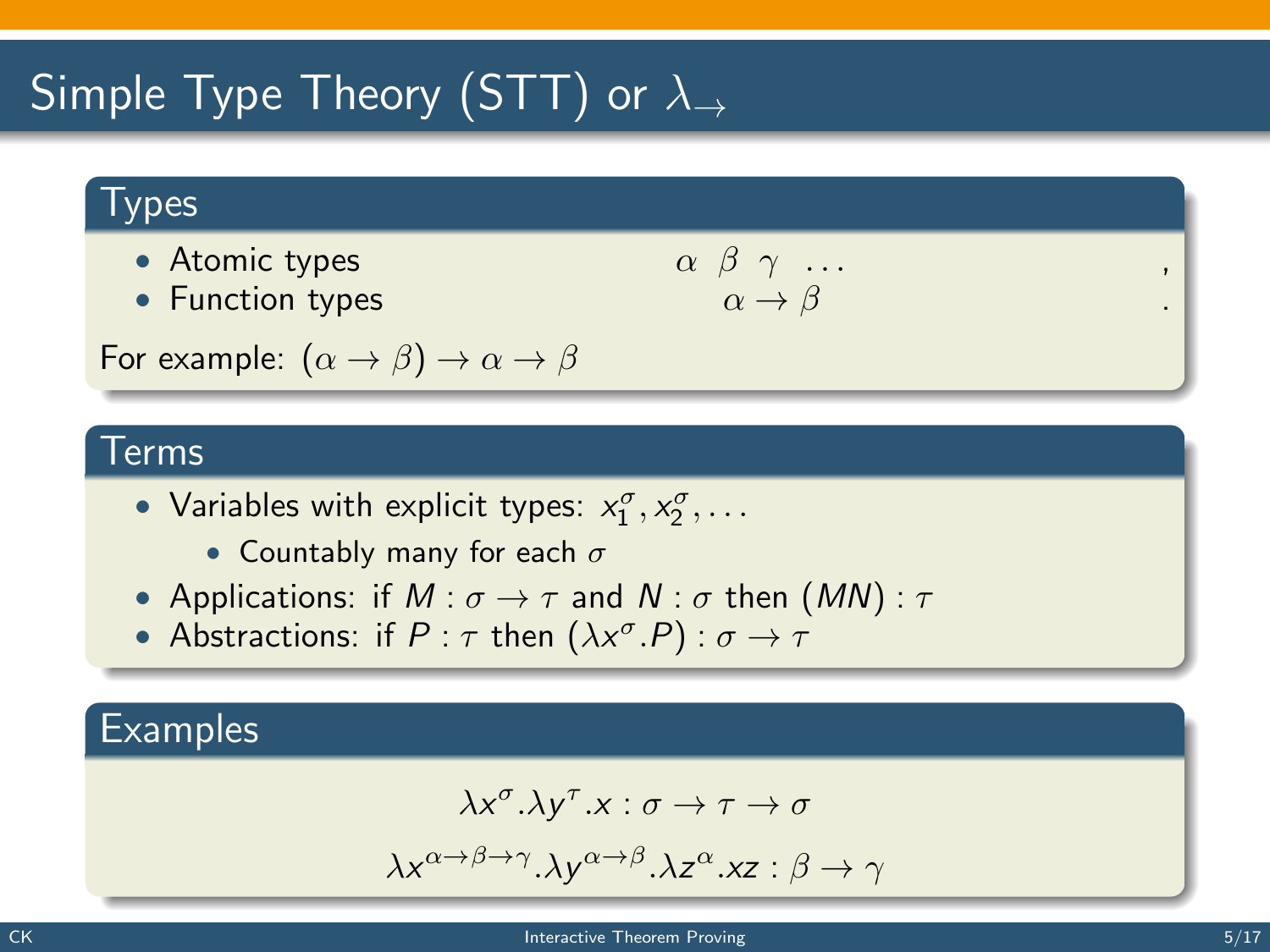# Simple Type Theory (STT) or $\lambda_{\to}$

## Types

- Atomic types $\alpha \ \beta \ \gamma \ \ldots$ ,
- Function types $\alpha \to \beta$ .

For example: $(\alpha \to \beta) \to \alpha \to \beta$

## Terms

- Variables with explicit types: $x_1^\sigma, x_2^\sigma, \ldots$
  - Countably many for each $\sigma$
- Applications: if $M : \sigma \to \tau$ and $N : \sigma$ then $(MN) : \tau$
- Abstractions: if $P : \tau$ then $(\lambda x^\sigma.P) : \sigma \to \tau$

## Examples

$$\lambda x^\sigma.\lambda y^\tau.x : \sigma \to \tau \to \sigma$$

$$\lambda x^{\alpha\to\beta\to\gamma}.\lambda y^{\alpha\to\beta}.\lambda z^\alpha.xz : \beta \to \gamma$$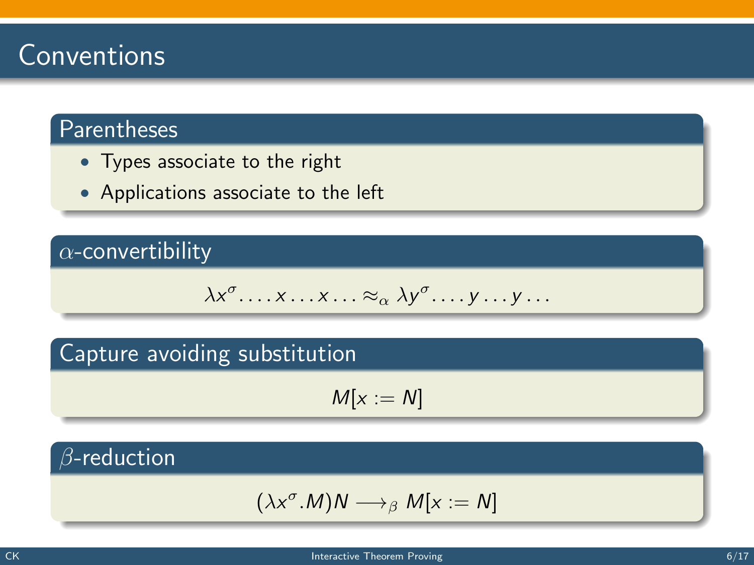# Conventions

### Parentheses

- Types associate to the right
- Applications associate to the left

### $\alpha$-convertibility

$$\lambda x^{\sigma}. \ldots x \ldots x \ldots \approx_{\alpha} \lambda y^{\sigma}. \ldots y \ldots y \ldots$$

### Capture avoiding substitution

$$M[x := N]$$

### $\beta$-reduction

$$(\lambda x^{\sigma}.M)N \longrightarrow_{\beta} M[x := N]$$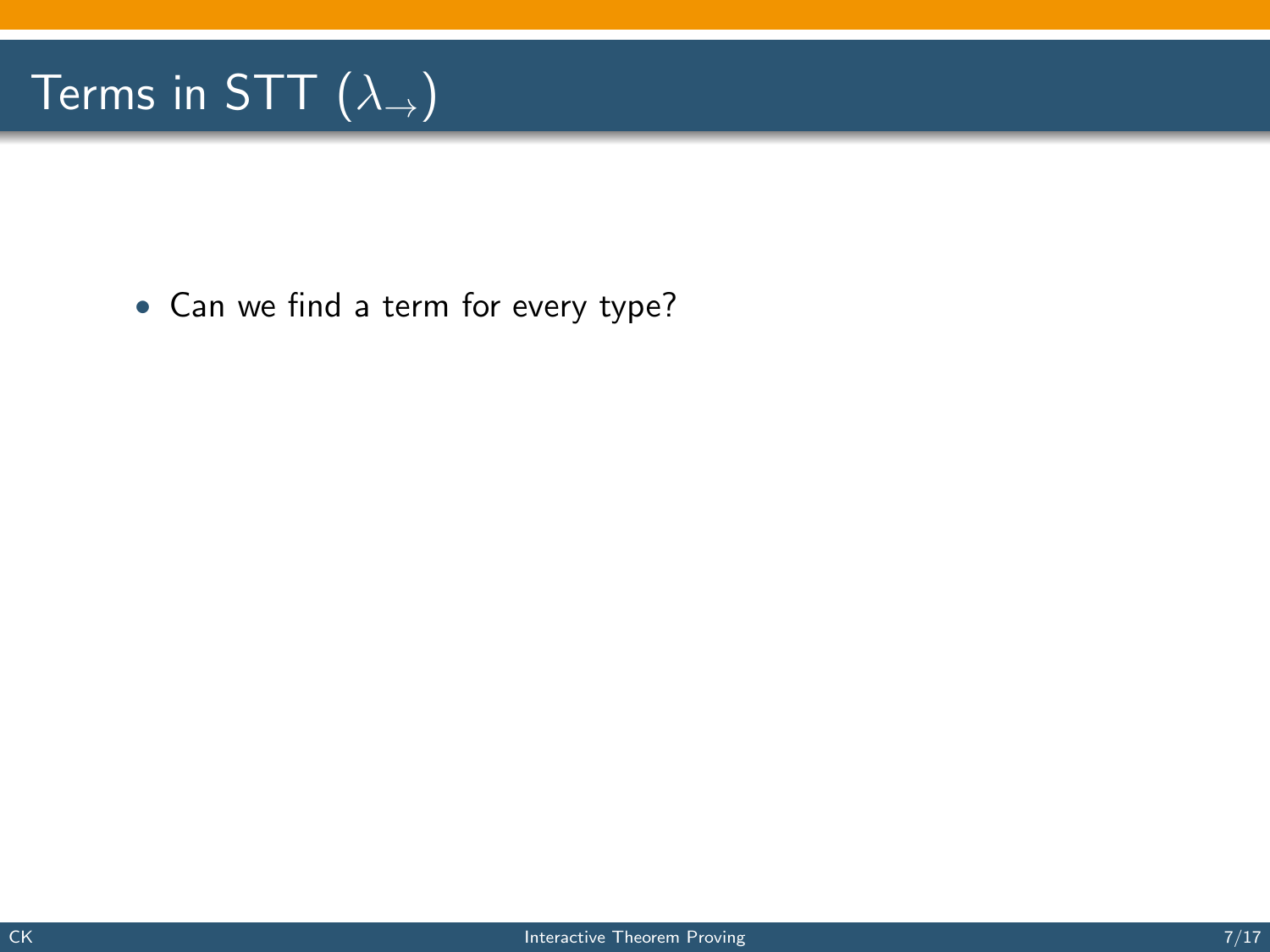# Terms in STT ($\lambda_{\rightarrow}$)

- Can we find a term for every type?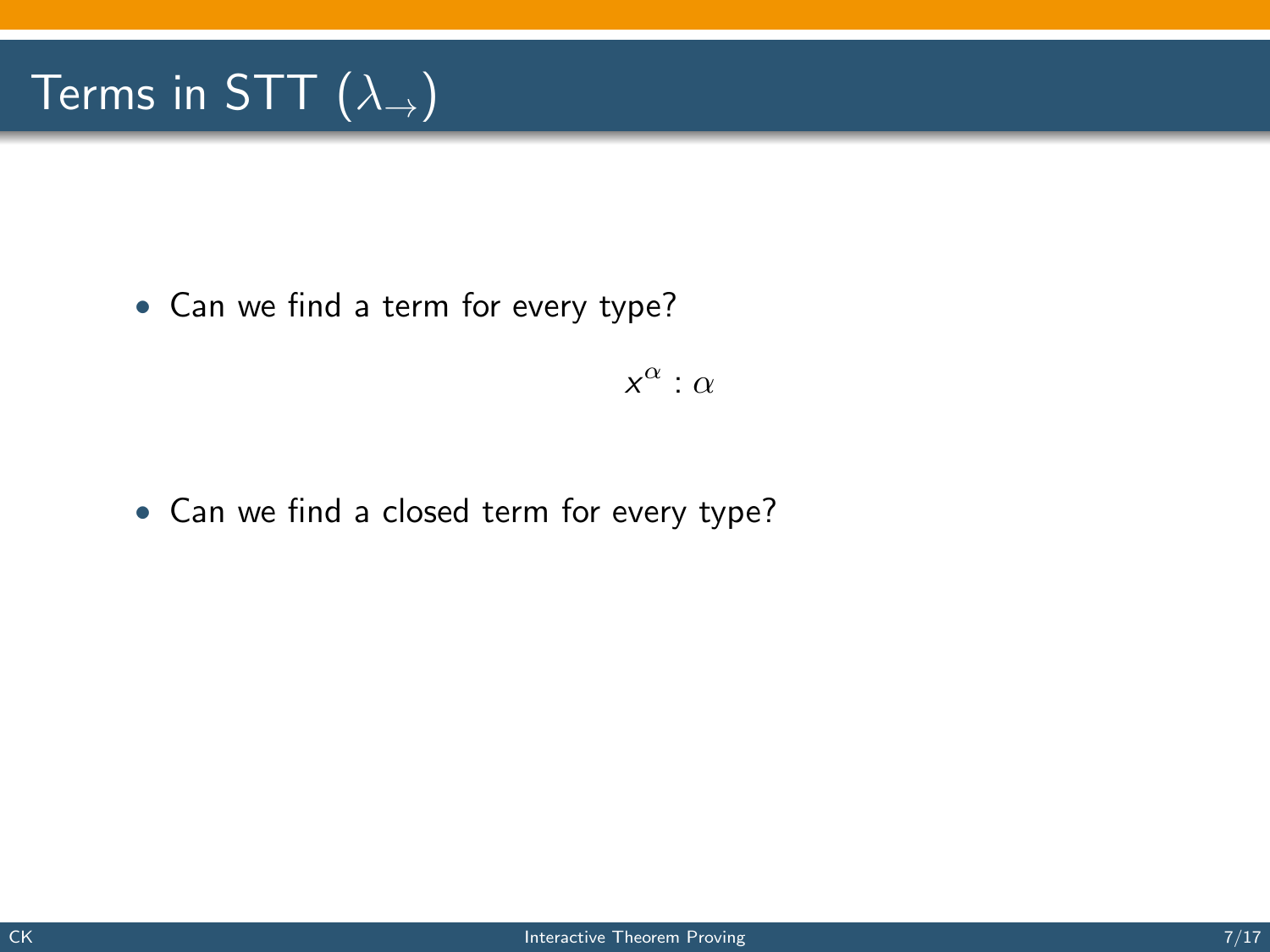# Terms in STT ($\lambda_{\rightarrow}$)

- Can we find a term for every type?

$$x^{\alpha} : \alpha$$

- Can we find a closed term for every type?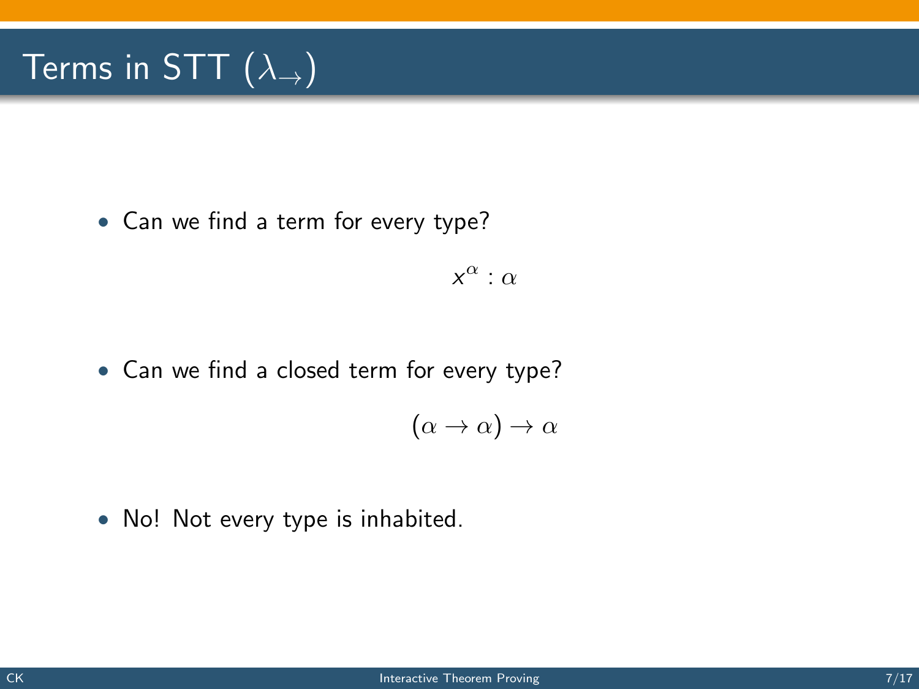# Terms in STT ($\lambda_{\rightarrow}$)

- Can we find a term for every type?

$$x^{\alpha} : \alpha$$

- Can we find a closed term for every type?

$$(\alpha \rightarrow \alpha) \rightarrow \alpha$$

- No! Not every type is inhabited.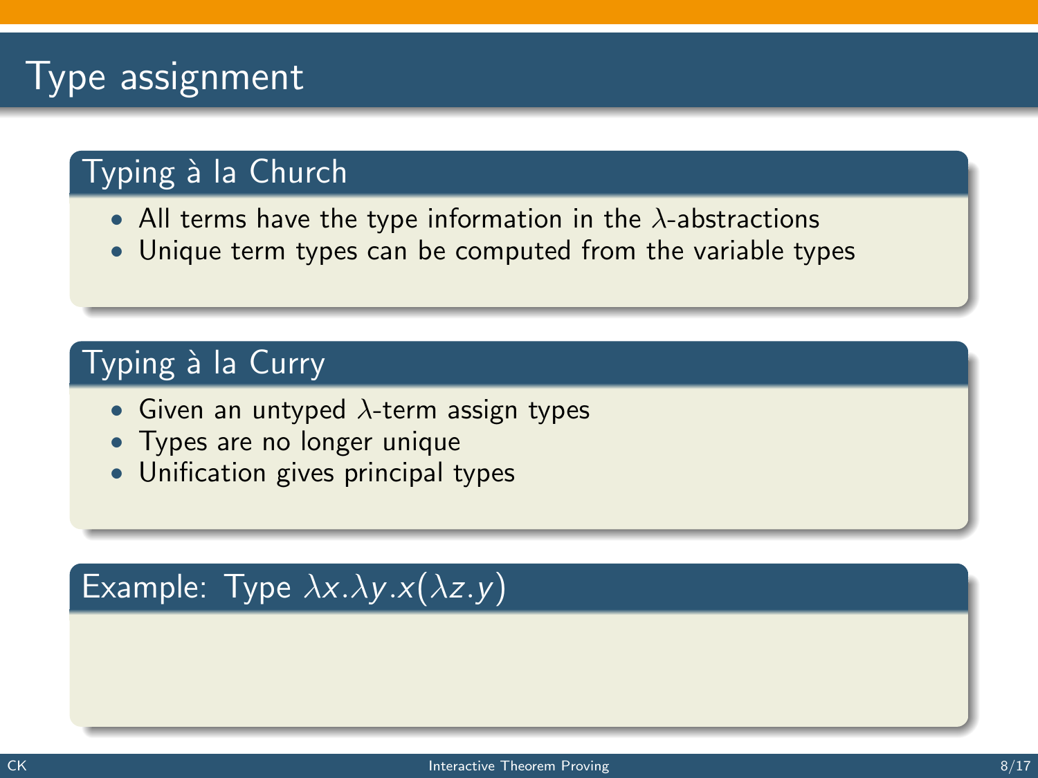# Type assignment

## Typing à la Church

- All terms have the type information in the $\lambda$-abstractions
- Unique term types can be computed from the variable types

## Typing à la Curry

- Given an untyped $\lambda$-term assign types
- Types are no longer unique
- Unification gives principal types

## Example: Type $\lambda x.\lambda y.x(\lambda z.y)$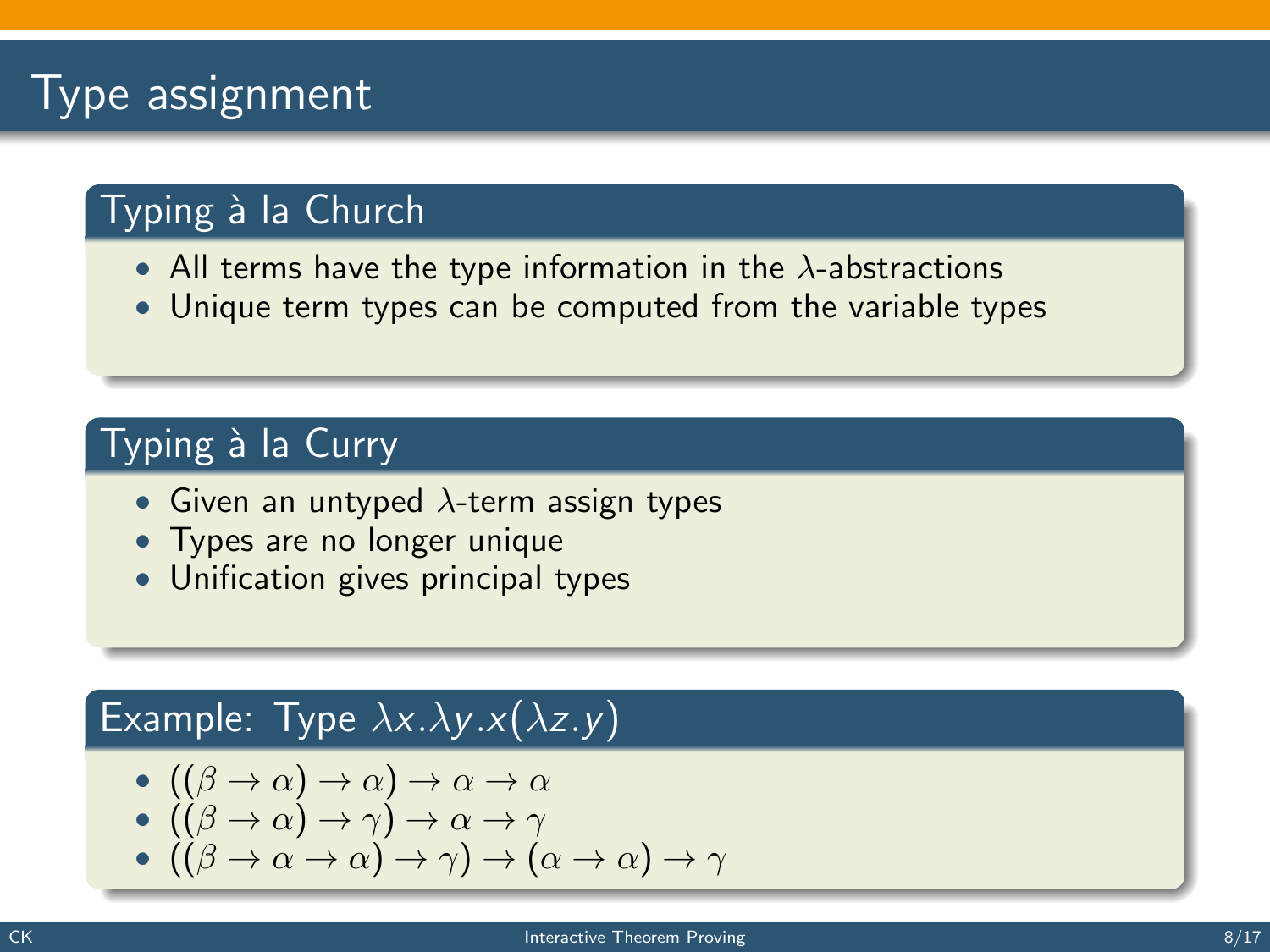# Type assignment

## Typing à la Church

- All terms have the type information in the $\lambda$-abstractions
- Unique term types can be computed from the variable types

## Typing à la Curry

- Given an untyped $\lambda$-term assign types
- Types are no longer unique
- Unification gives principal types

## Example: Type $\lambda x.\lambda y.x(\lambda z.y)$

- $((\beta \to \alpha) \to \alpha) \to \alpha \to \alpha$
- $((\beta \to \alpha) \to \gamma) \to \alpha \to \gamma$
- $((\beta \to \alpha \to \alpha) \to \gamma) \to (\alpha \to \alpha) \to \gamma$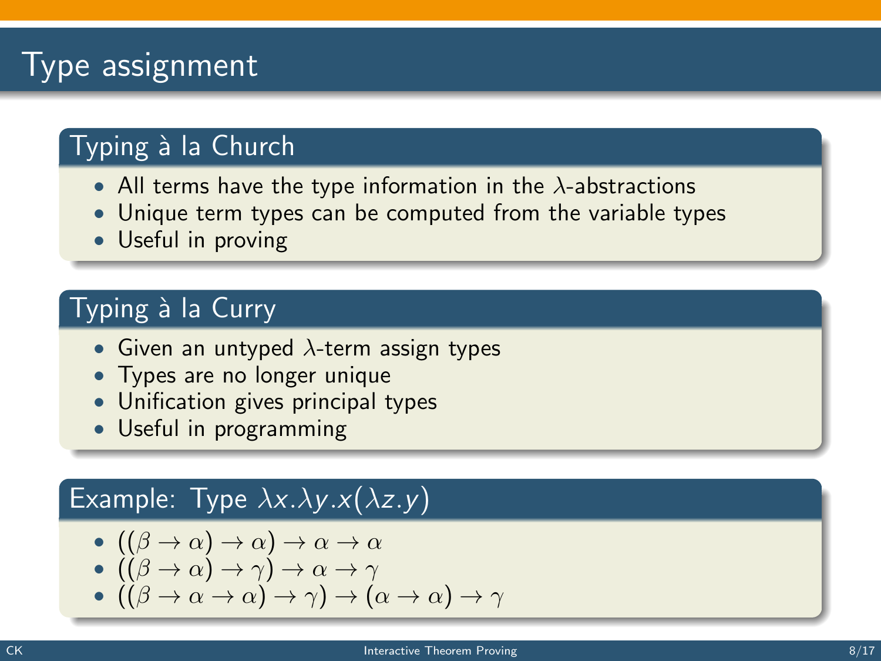# Type assignment

### Typing à la Church

- All terms have the type information in the $\lambda$-abstractions
- Unique term types can be computed from the variable types
- Useful in proving

### Typing à la Curry

- Given an untyped $\lambda$-term assign types
- Types are no longer unique
- Unification gives principal types
- Useful in programming

### Example: Type $\lambda x.\lambda y.x(\lambda z.y)$

- $((\beta \to \alpha) \to \alpha) \to \alpha \to \alpha$
- $((\beta \to \alpha) \to \gamma) \to \alpha \to \gamma$
- $((\beta \to \alpha \to \alpha) \to \gamma) \to (\alpha \to \alpha) \to \gamma$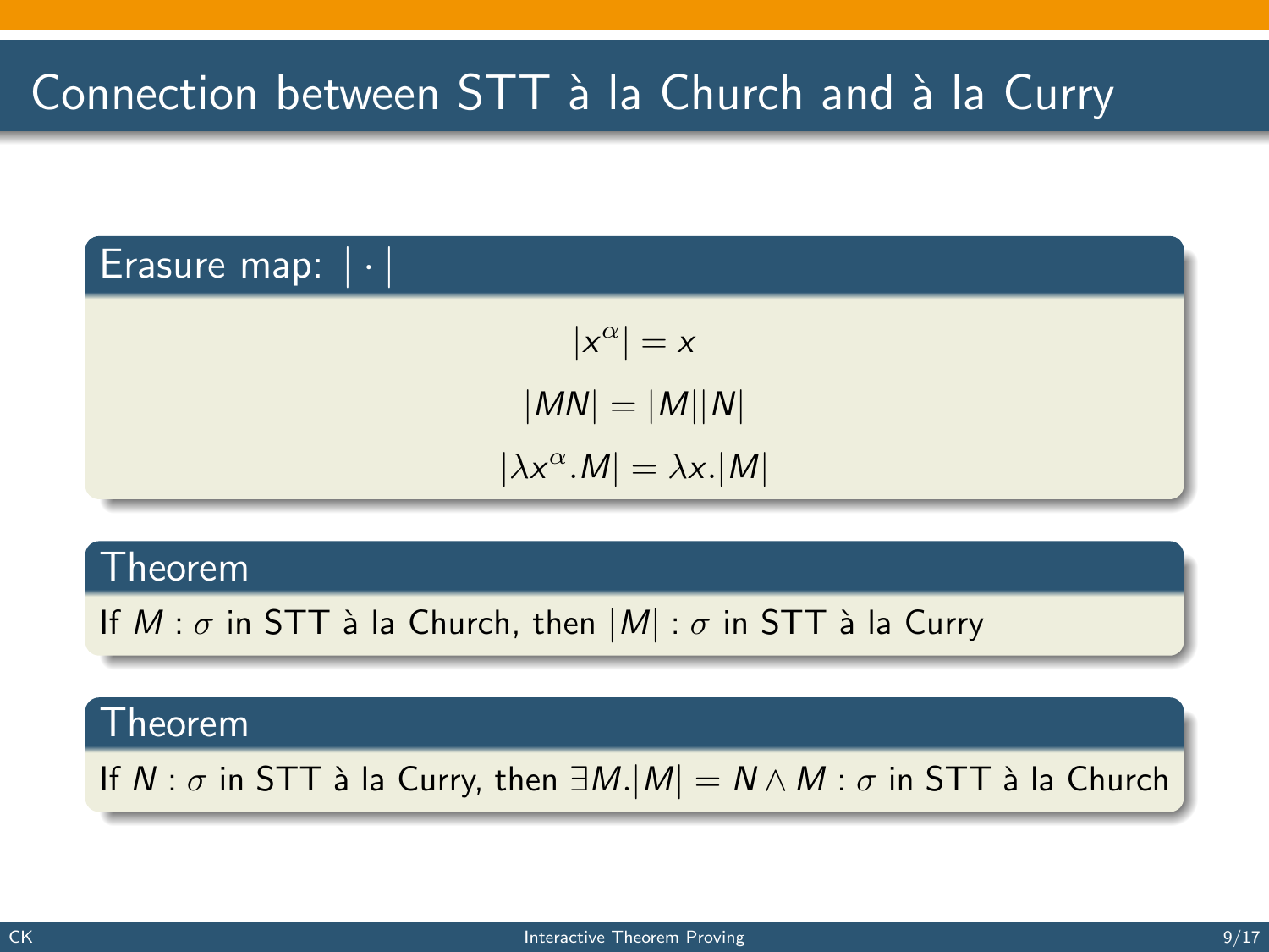# Connection between STT à la Church and à la Curry

## Erasure map: $|\cdot|$

$$|x^\alpha| = x$$

$$|MN| = |M||N|$$

$$|\lambda x^\alpha.M| = \lambda x.|M|$$

## Theorem

If $M : \sigma$ in STT à la Church, then $|M| : \sigma$ in STT à la Curry

## Theorem

If $N : \sigma$ in STT à la Curry, then $\exists M.|M| = N \wedge M : \sigma$ in STT à la Church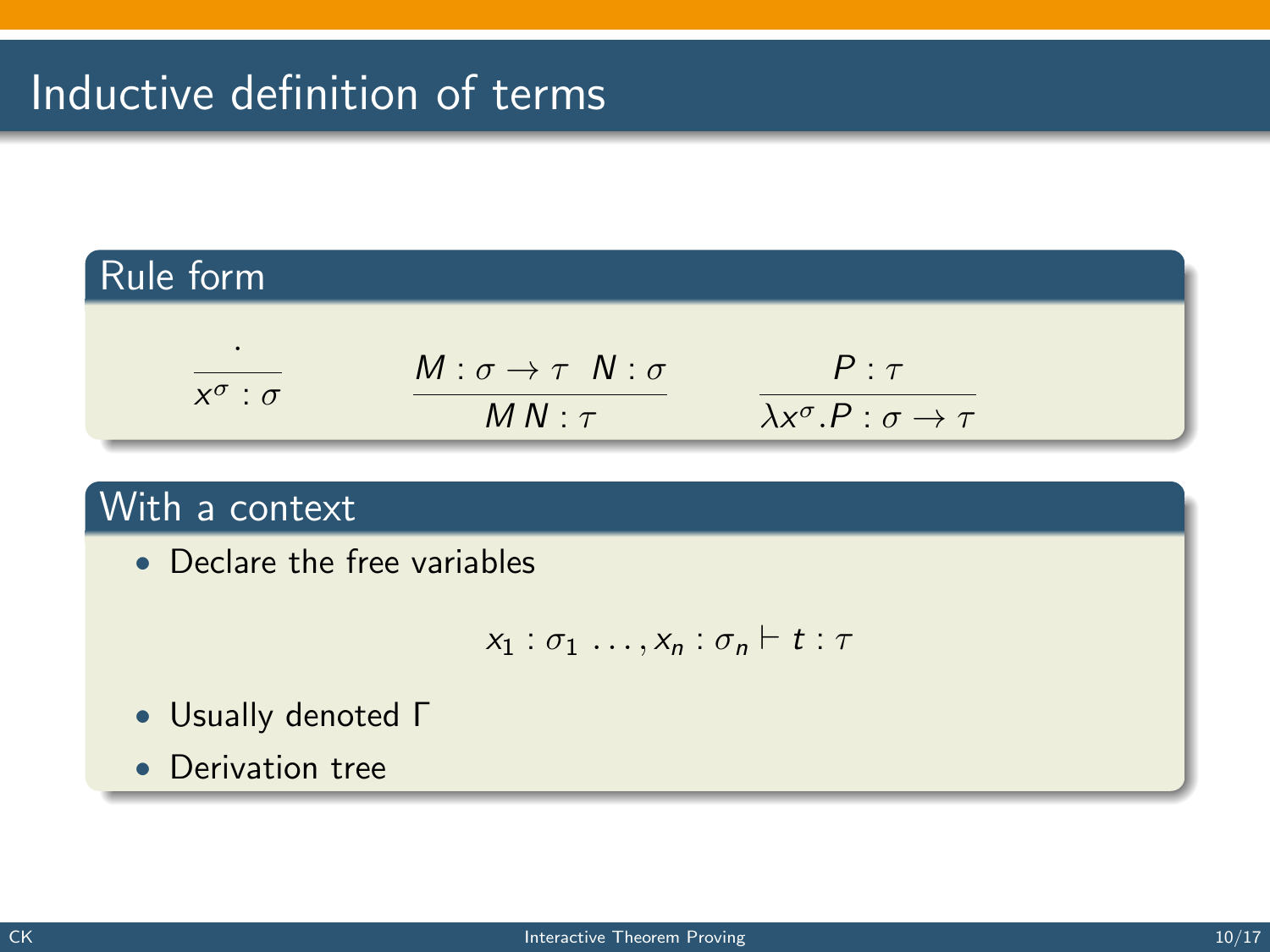# Inductive definition of terms

## Rule form

$$\frac{\cdot}{x^\sigma : \sigma} \qquad \frac{M : \sigma \to \tau \quad N : \sigma}{M\,N : \tau} \qquad \frac{P : \tau}{\lambda x^\sigma . P : \sigma \to \tau}$$

## With a context

- Declare the free variables

$$x_1 : \sigma_1 \; \ldots, x_n : \sigma_n \vdash t : \tau$$

- Usually denoted $\Gamma$
- Derivation tree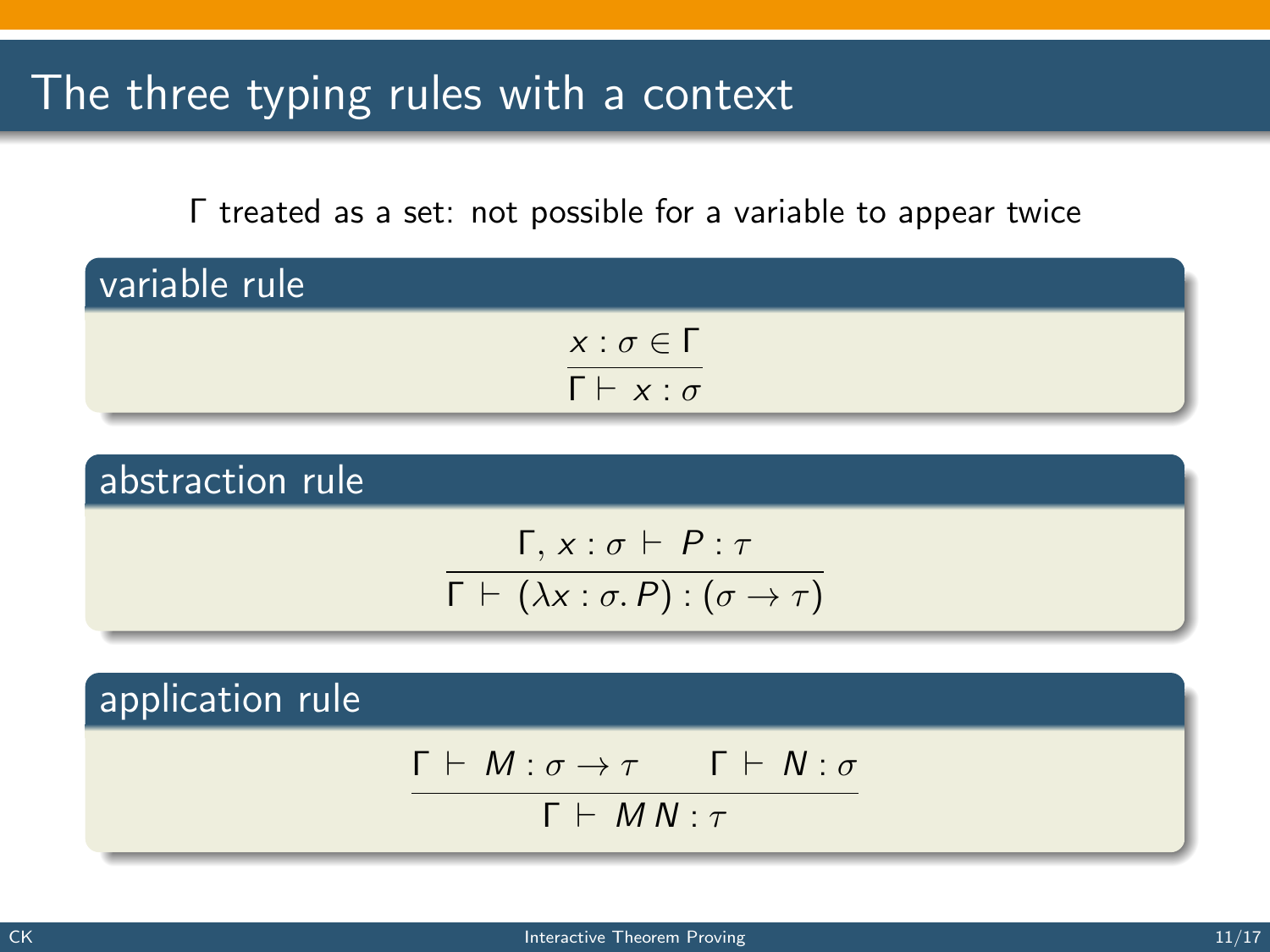# The three typing rules with a context

$\Gamma$ treated as a set: not possible for a variable to appear twice

### variable rule

$$\frac{x : \sigma \in \Gamma}{\Gamma \vdash x : \sigma}$$

### abstraction rule

$$\frac{\Gamma, x : \sigma \vdash P : \tau}{\Gamma \vdash (\lambda x : \sigma. P) : (\sigma \to \tau)}$$

### application rule

$$\frac{\Gamma \vdash M : \sigma \to \tau \qquad \Gamma \vdash N : \sigma}{\Gamma \vdash M\,N : \tau}$$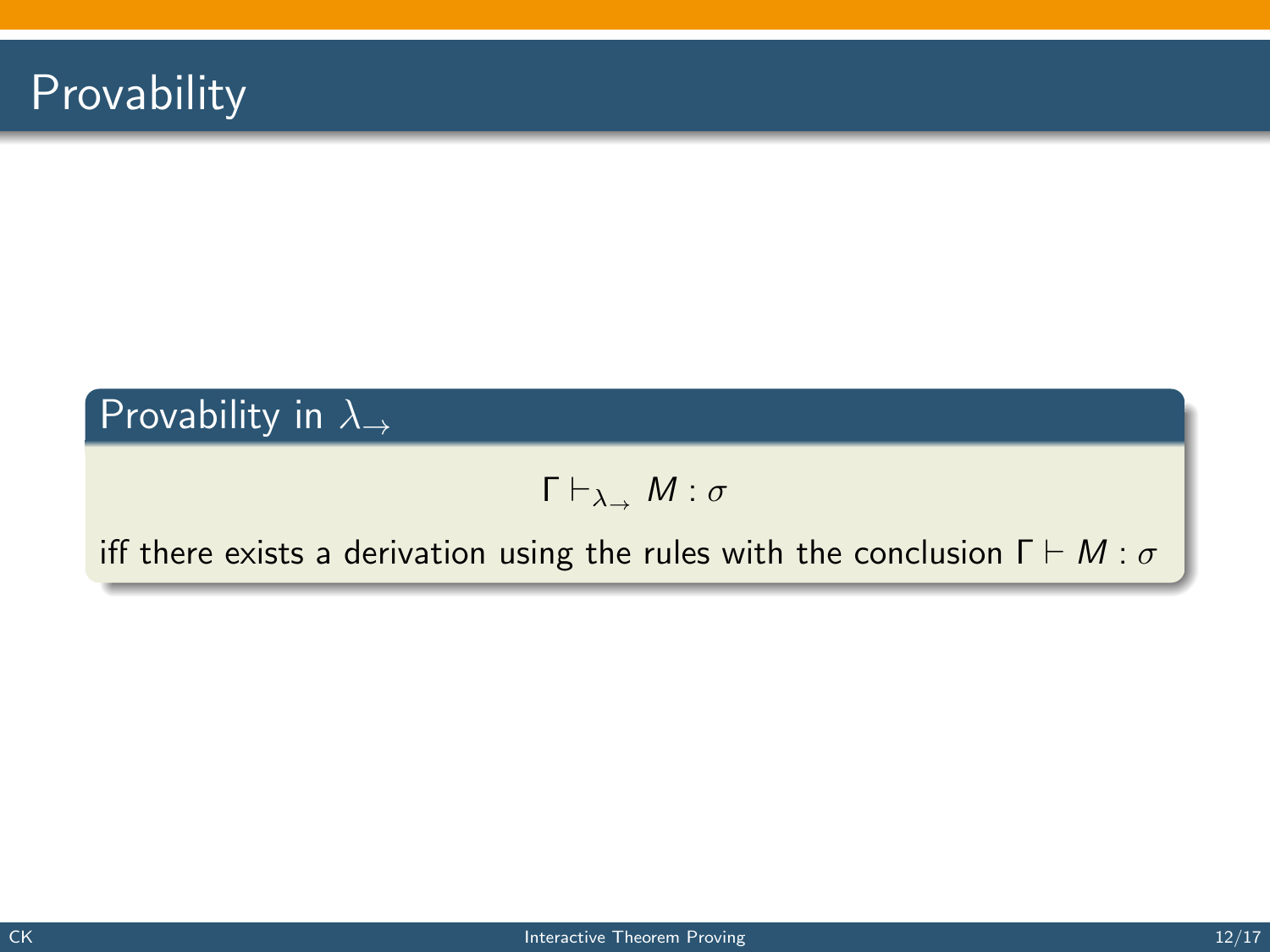# Provability

## Provability in $\lambda_{\rightarrow}$

$$\Gamma \vdash_{\lambda_{\rightarrow}} M : \sigma$$

iff there exists a derivation using the rules with the conclusion $\Gamma \vdash M : \sigma$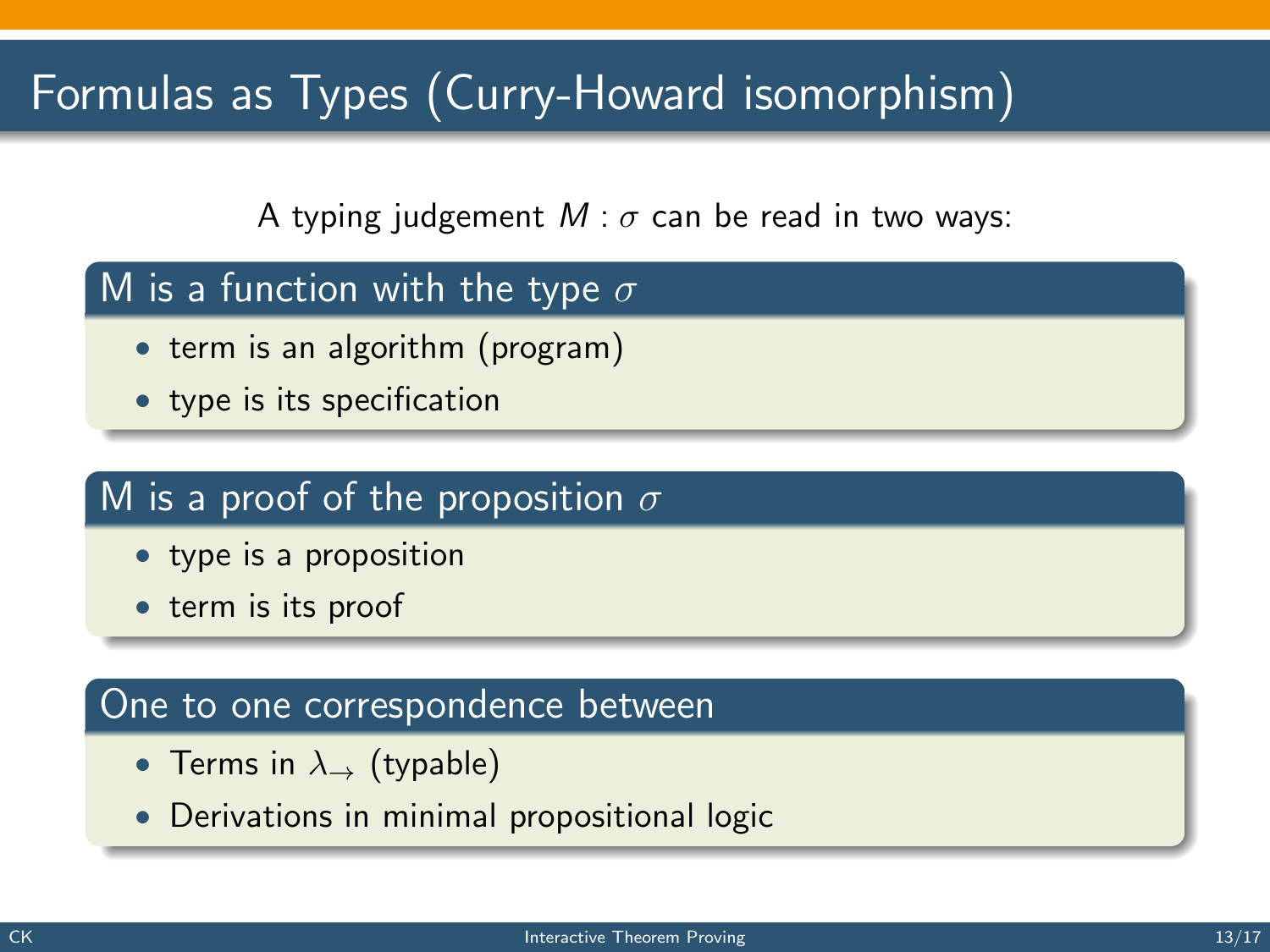# Formulas as Types (Curry-Howard isomorphism)

A typing judgement $M : \sigma$ can be read in two ways:

### M is a function with the type $\sigma$

- term is an algorithm (program)
- type is its specification

### M is a proof of the proposition $\sigma$

- type is a proposition
- term is its proof

### One to one correspondence between

- Terms in $\lambda_{\rightarrow}$ (typable)
- Derivations in minimal propositional logic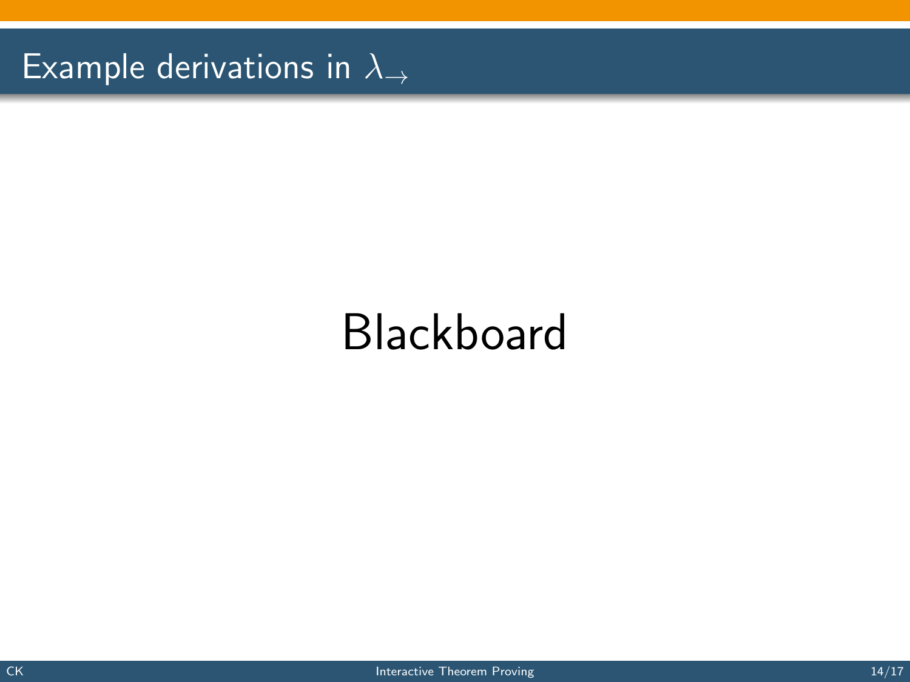# Example derivations in $\lambda_{\rightarrow}$

Blackboard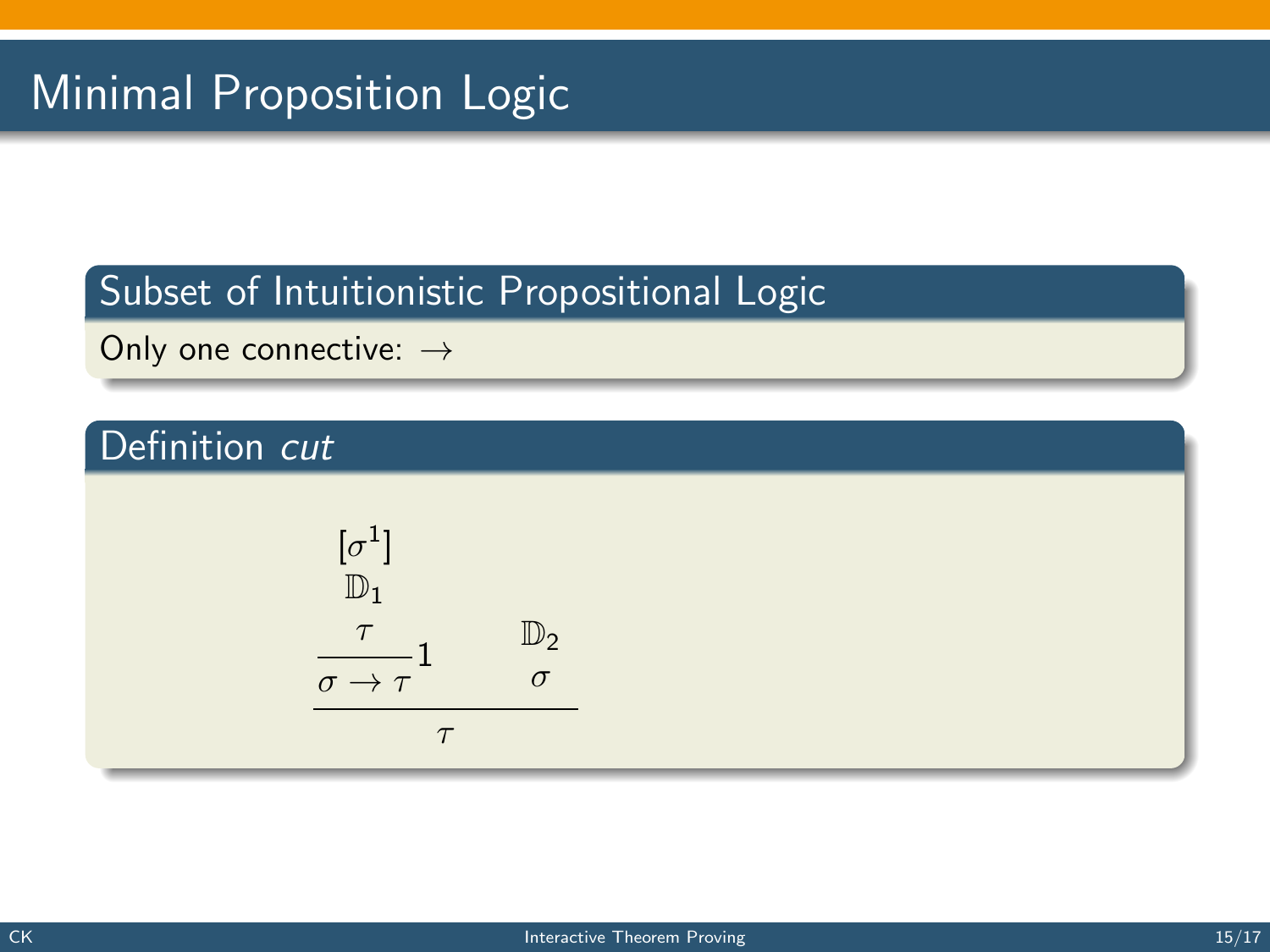# Minimal Proposition Logic

## Subset of Intuitionistic Propositional Logic

Only one connective: $\rightarrow$

## Definition *cut*

$$
\cfrac{\cfrac{\begin{array}{c}[\sigma^1] \\ \mathbb{D}_1 \\ \tau\end{array}}{\sigma \rightarrow \tau}\,1 \qquad \begin{array}{c}\mathbb{D}_2 \\ \sigma\end{array}}{\tau}
$$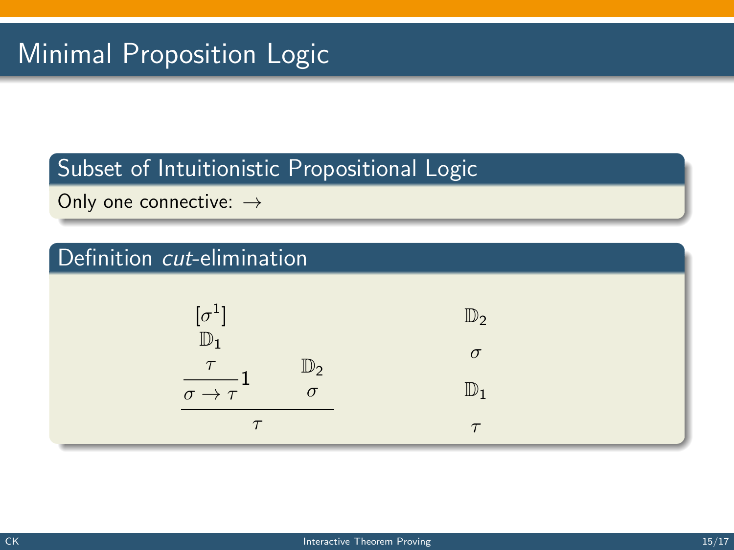# Minimal Proposition Logic

## Subset of Intuitionistic Propositional Logic

Only one connective: $\rightarrow$

## Definition *cut*-elimination

$$
\dfrac{\dfrac{\begin{matrix}[\sigma^1] \\ \mathbb{D}_1 \\ \tau\end{matrix}}{\sigma \rightarrow \tau}\,1 \qquad \begin{matrix}\mathbb{D}_2 \\ \sigma\end{matrix}}{\tau}
\qquad\qquad
\begin{matrix}\mathbb{D}_2 \\ \sigma \\ \mathbb{D}_1 \\ \tau\end{matrix}
$$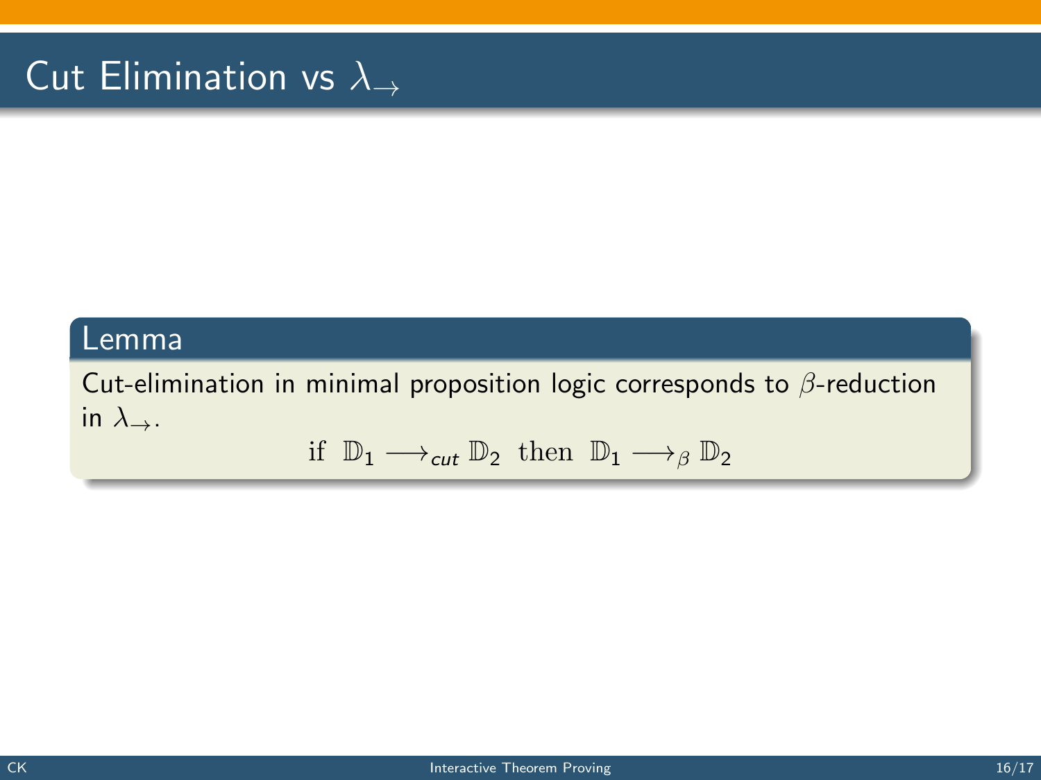# Cut Elimination vs $\lambda_{\rightarrow}$

**Lemma**

Cut-elimination in minimal proposition logic corresponds to $\beta$-reduction in $\lambda_{\rightarrow}$.

$$\text{if } \mathbb{D}_1 \longrightarrow_{cut} \mathbb{D}_2 \text{ then } \mathbb{D}_1 \longrightarrow_{\beta} \mathbb{D}_2$$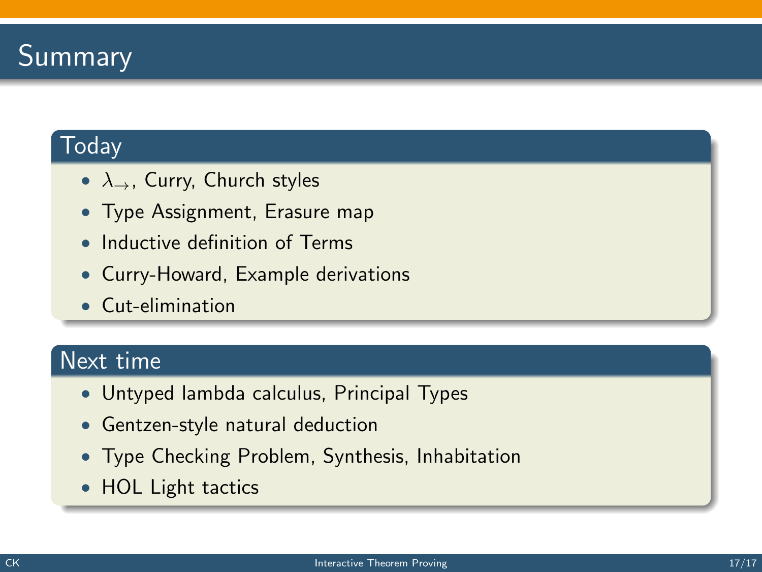# Summary

## Today

- $\lambda_{\rightarrow}$, Curry, Church styles
- Type Assignment, Erasure map
- Inductive definition of Terms
- Curry-Howard, Example derivations
- Cut-elimination

## Next time

- Untyped lambda calculus, Principal Types
- Gentzen-style natural deduction
- Type Checking Problem, Synthesis, Inhabitation
- HOL Light tactics